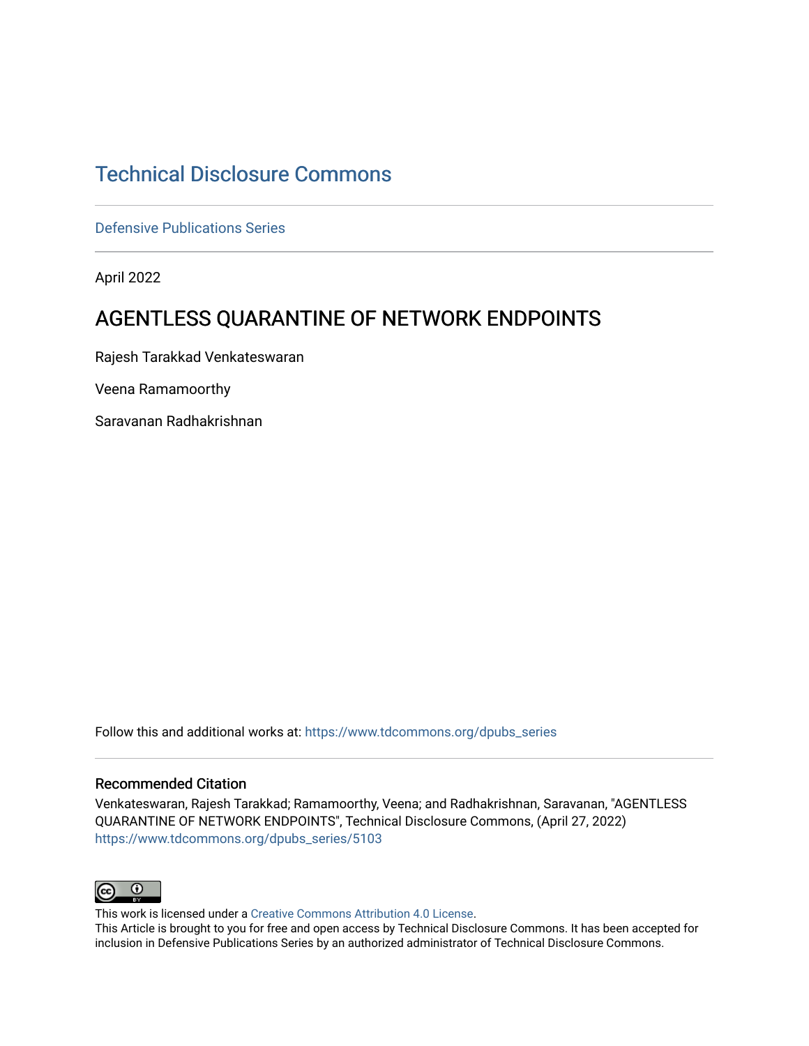# Technical Disclosure Commons

Defensive Publications Series

April 2022

## AGENTLESS QUARANTINE OF NETWORK ENDPOINTS

Rajesh Tarakkad Venkateswaran

Veena Ramamoorthy

Saravanan Radhakrishnan

Follow this and additional works at: https://www.tdcommons.org/dpubs_series

### Recommended Citation

Venkateswaran, Rajesh Tarakkad; Ramamoorthy, Veena; and Radhakrishnan, Saravanan, "AGENTLESS QUARANTINE OF NETWORK ENDPOINTS", Technical Disclosure Commons, (April 27, 2022)
https://www.tdcommons.org/dpubs_series/5103

This work is licensed under a Creative Commons Attribution 4.0 License.
This Article is brought to you for free and open access by Technical Disclosure Commons. It has been accepted for inclusion in Defensive Publications Series by an authorized administrator of Technical Disclosure Commons.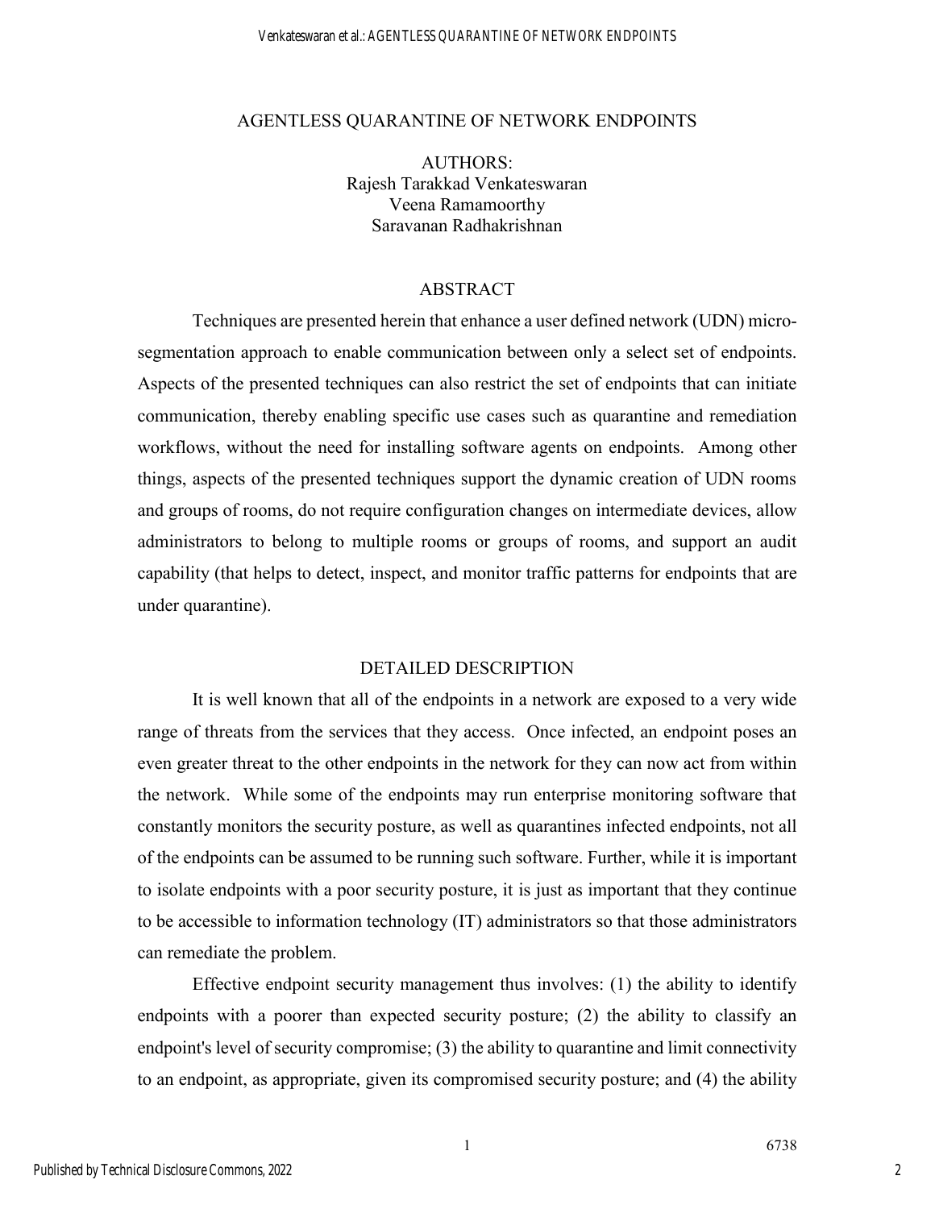# AGENTLESS QUARANTINE OF NETWORK ENDPOINTS

AUTHORS:
Rajesh Tarakkad Venkateswaran
Veena Ramamoorthy
Saravanan Radhakrishnan

## ABSTRACT

Techniques are presented herein that enhance a user defined network (UDN) micro-segmentation approach to enable communication between only a select set of endpoints. Aspects of the presented techniques can also restrict the set of endpoints that can initiate communication, thereby enabling specific use cases such as quarantine and remediation workflows, without the need for installing software agents on endpoints. Among other things, aspects of the presented techniques support the dynamic creation of UDN rooms and groups of rooms, do not require configuration changes on intermediate devices, allow administrators to belong to multiple rooms or groups of rooms, and support an audit capability (that helps to detect, inspect, and monitor traffic patterns for endpoints that are under quarantine).

## DETAILED DESCRIPTION

It is well known that all of the endpoints in a network are exposed to a very wide range of threats from the services that they access. Once infected, an endpoint poses an even greater threat to the other endpoints in the network for they can now act from within the network. While some of the endpoints may run enterprise monitoring software that constantly monitors the security posture, as well as quarantines infected endpoints, not all of the endpoints can be assumed to be running such software. Further, while it is important to isolate endpoints with a poor security posture, it is just as important that they continue to be accessible to information technology (IT) administrators so that those administrators can remediate the problem.

Effective endpoint security management thus involves: (1) the ability to identify endpoints with a poorer than expected security posture; (2) the ability to classify an endpoint's level of security compromise; (3) the ability to quarantine and limit connectivity to an endpoint, as appropriate, given its compromised security posture; and (4) the ability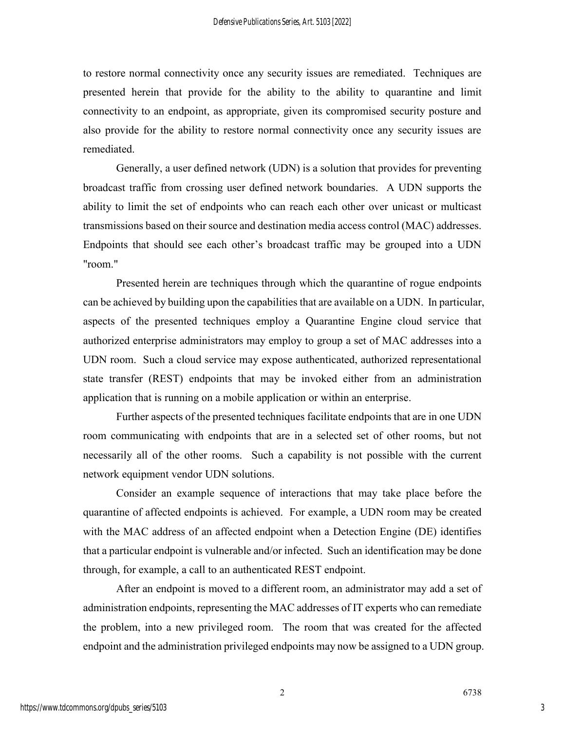to restore normal connectivity once any security issues are remediated. Techniques are presented herein that provide for the ability to the ability to quarantine and limit connectivity to an endpoint, as appropriate, given its compromised security posture and also provide for the ability to restore normal connectivity once any security issues are remediated.

Generally, a user defined network (UDN) is a solution that provides for preventing broadcast traffic from crossing user defined network boundaries. A UDN supports the ability to limit the set of endpoints who can reach each other over unicast or multicast transmissions based on their source and destination media access control (MAC) addresses. Endpoints that should see each other's broadcast traffic may be grouped into a UDN "room."

Presented herein are techniques through which the quarantine of rogue endpoints can be achieved by building upon the capabilities that are available on a UDN. In particular, aspects of the presented techniques employ a Quarantine Engine cloud service that authorized enterprise administrators may employ to group a set of MAC addresses into a UDN room. Such a cloud service may expose authenticated, authorized representational state transfer (REST) endpoints that may be invoked either from an administration application that is running on a mobile application or within an enterprise.

Further aspects of the presented techniques facilitate endpoints that are in one UDN room communicating with endpoints that are in a selected set of other rooms, but not necessarily all of the other rooms. Such a capability is not possible with the current network equipment vendor UDN solutions.

Consider an example sequence of interactions that may take place before the quarantine of affected endpoints is achieved. For example, a UDN room may be created with the MAC address of an affected endpoint when a Detection Engine (DE) identifies that a particular endpoint is vulnerable and/or infected. Such an identification may be done through, for example, a call to an authenticated REST endpoint.

After an endpoint is moved to a different room, an administrator may add a set of administration endpoints, representing the MAC addresses of IT experts who can remediate the problem, into a new privileged room. The room that was created for the affected endpoint and the administration privileged endpoints may now be assigned to a UDN group.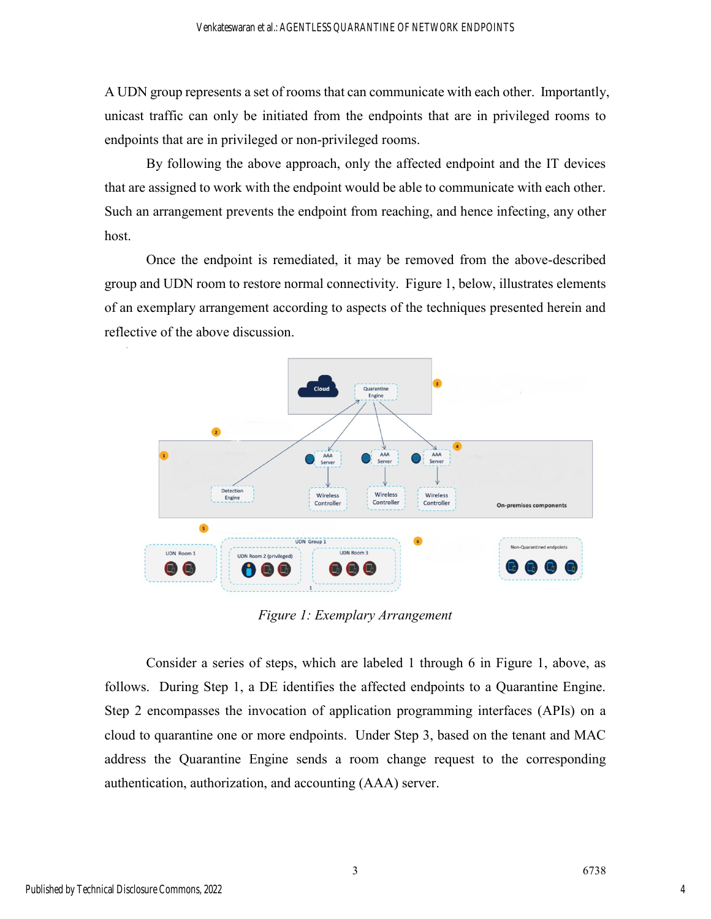A UDN group represents a set of rooms that can communicate with each other. Importantly, unicast traffic can only be initiated from the endpoints that are in privileged rooms to endpoints that are in privileged or non-privileged rooms.

By following the above approach, only the affected endpoint and the IT devices that are assigned to work with the endpoint would be able to communicate with each other. Such an arrangement prevents the endpoint from reaching, and hence infecting, any other host.

Once the endpoint is remediated, it may be removed from the above-described group and UDN room to restore normal connectivity. Figure 1, below, illustrates elements of an exemplary arrangement according to aspects of the techniques presented herein and reflective of the above discussion.

*Figure 1: Exemplary Arrangement*

Consider a series of steps, which are labeled 1 through 6 in Figure 1, above, as follows. During Step 1, a DE identifies the affected endpoints to a Quarantine Engine. Step 2 encompasses the invocation of application programming interfaces (APIs) on a cloud to quarantine one or more endpoints. Under Step 3, based on the tenant and MAC address the Quarantine Engine sends a room change request to the corresponding authentication, authorization, and accounting (AAA) server.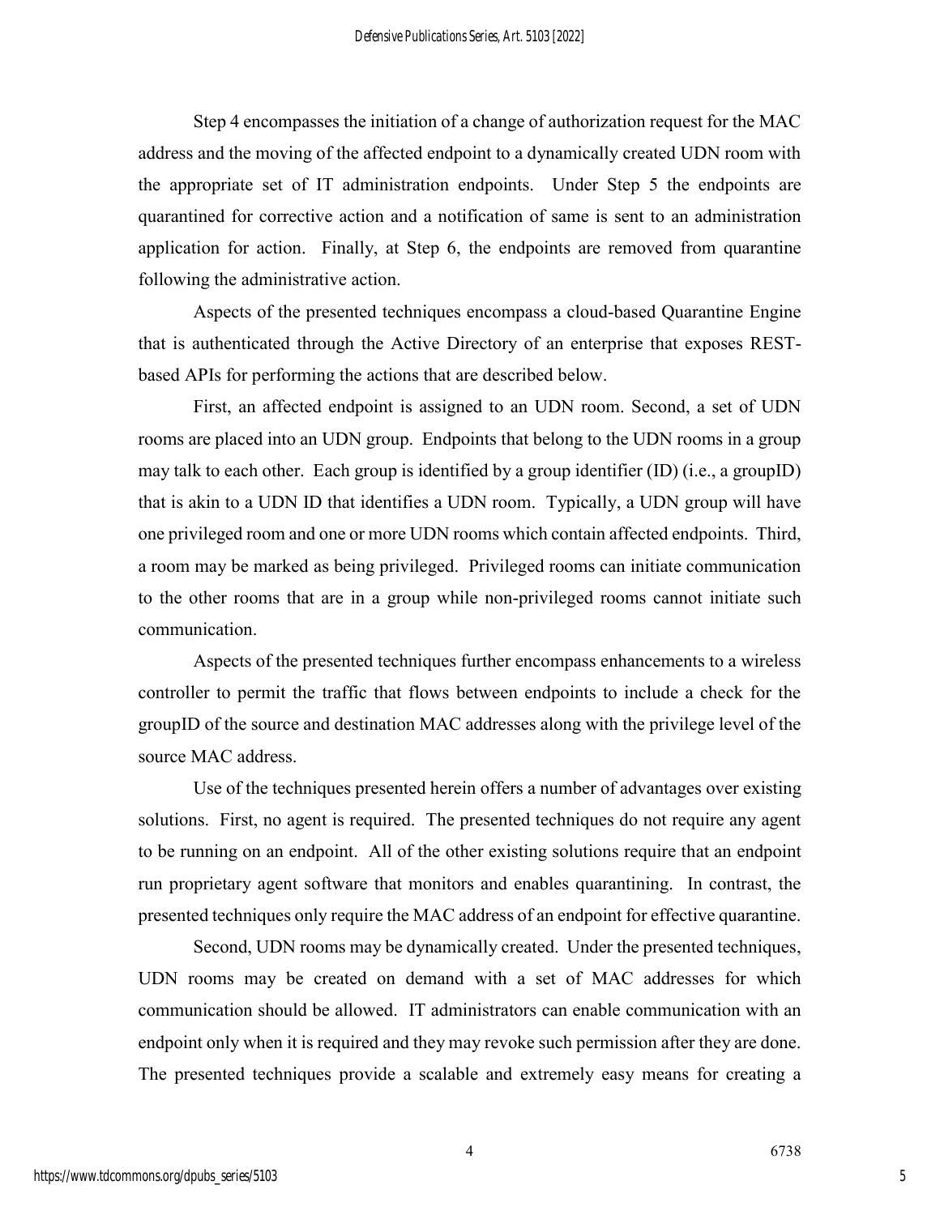Step 4 encompasses the initiation of a change of authorization request for the MAC address and the moving of the affected endpoint to a dynamically created UDN room with the appropriate set of IT administration endpoints. Under Step 5 the endpoints are quarantined for corrective action and a notification of same is sent to an administration application for action. Finally, at Step 6, the endpoints are removed from quarantine following the administrative action.

Aspects of the presented techniques encompass a cloud-based Quarantine Engine that is authenticated through the Active Directory of an enterprise that exposes REST-based APIs for performing the actions that are described below.

First, an affected endpoint is assigned to an UDN room. Second, a set of UDN rooms are placed into an UDN group. Endpoints that belong to the UDN rooms in a group may talk to each other. Each group is identified by a group identifier (ID) (i.e., a groupID) that is akin to a UDN ID that identifies a UDN room. Typically, a UDN group will have one privileged room and one or more UDN rooms which contain affected endpoints. Third, a room may be marked as being privileged. Privileged rooms can initiate communication to the other rooms that are in a group while non-privileged rooms cannot initiate such communication.

Aspects of the presented techniques further encompass enhancements to a wireless controller to permit the traffic that flows between endpoints to include a check for the groupID of the source and destination MAC addresses along with the privilege level of the source MAC address.

Use of the techniques presented herein offers a number of advantages over existing solutions. First, no agent is required. The presented techniques do not require any agent to be running on an endpoint. All of the other existing solutions require that an endpoint run proprietary agent software that monitors and enables quarantining. In contrast, the presented techniques only require the MAC address of an endpoint for effective quarantine.

Second, UDN rooms may be dynamically created. Under the presented techniques, UDN rooms may be created on demand with a set of MAC addresses for which communication should be allowed. IT administrators can enable communication with an endpoint only when it is required and they may revoke such permission after they are done. The presented techniques provide a scalable and extremely easy means for creating a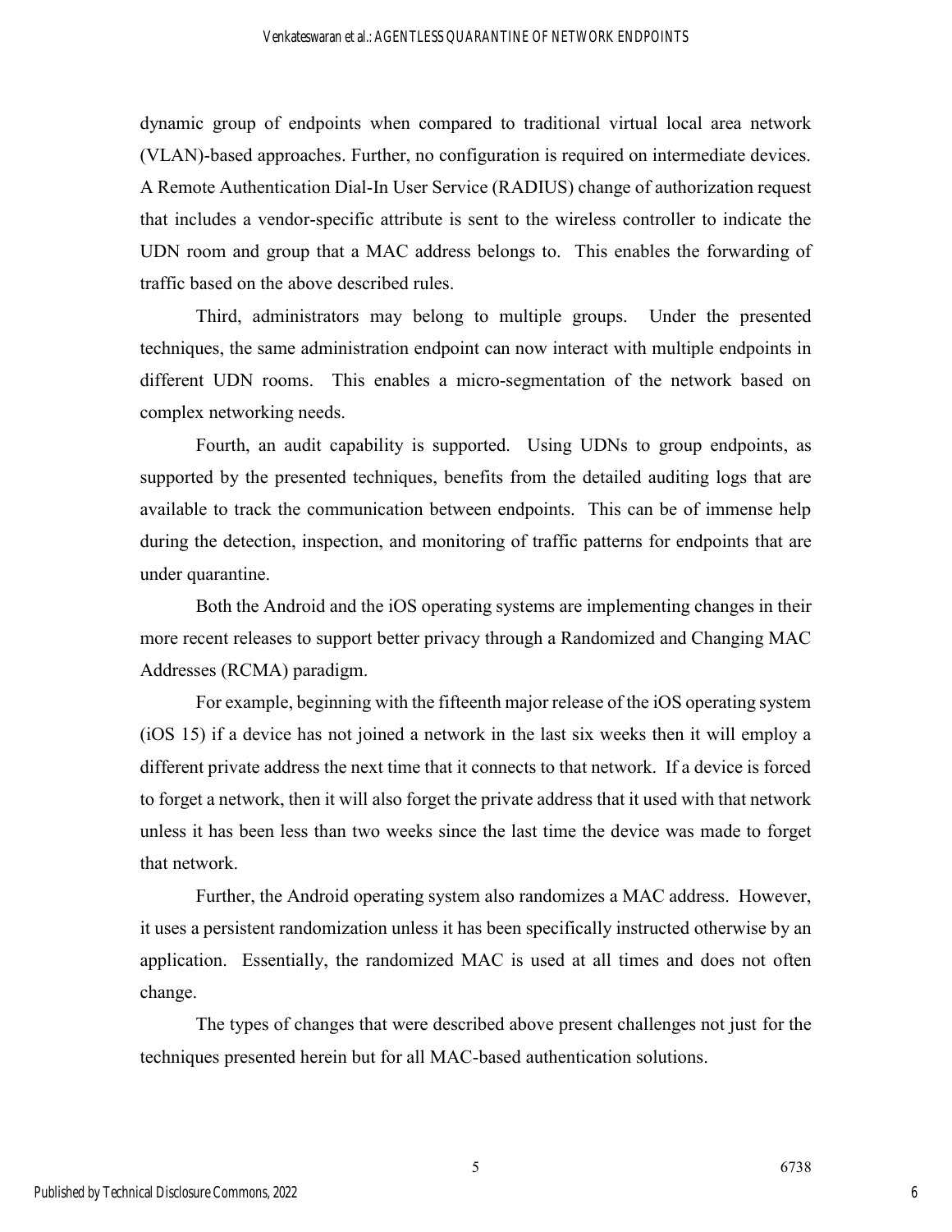dynamic group of endpoints when compared to traditional virtual local area network (VLAN)-based approaches. Further, no configuration is required on intermediate devices. A Remote Authentication Dial-In User Service (RADIUS) change of authorization request that includes a vendor-specific attribute is sent to the wireless controller to indicate the UDN room and group that a MAC address belongs to. This enables the forwarding of traffic based on the above described rules.

Third, administrators may belong to multiple groups. Under the presented techniques, the same administration endpoint can now interact with multiple endpoints in different UDN rooms. This enables a micro-segmentation of the network based on complex networking needs.

Fourth, an audit capability is supported. Using UDNs to group endpoints, as supported by the presented techniques, benefits from the detailed auditing logs that are available to track the communication between endpoints. This can be of immense help during the detection, inspection, and monitoring of traffic patterns for endpoints that are under quarantine.

Both the Android and the iOS operating systems are implementing changes in their more recent releases to support better privacy through a Randomized and Changing MAC Addresses (RCMA) paradigm.

For example, beginning with the fifteenth major release of the iOS operating system (iOS 15) if a device has not joined a network in the last six weeks then it will employ a different private address the next time that it connects to that network. If a device is forced to forget a network, then it will also forget the private address that it used with that network unless it has been less than two weeks since the last time the device was made to forget that network.

Further, the Android operating system also randomizes a MAC address. However, it uses a persistent randomization unless it has been specifically instructed otherwise by an application. Essentially, the randomized MAC is used at all times and does not often change.

The types of changes that were described above present challenges not just for the techniques presented herein but for all MAC-based authentication solutions.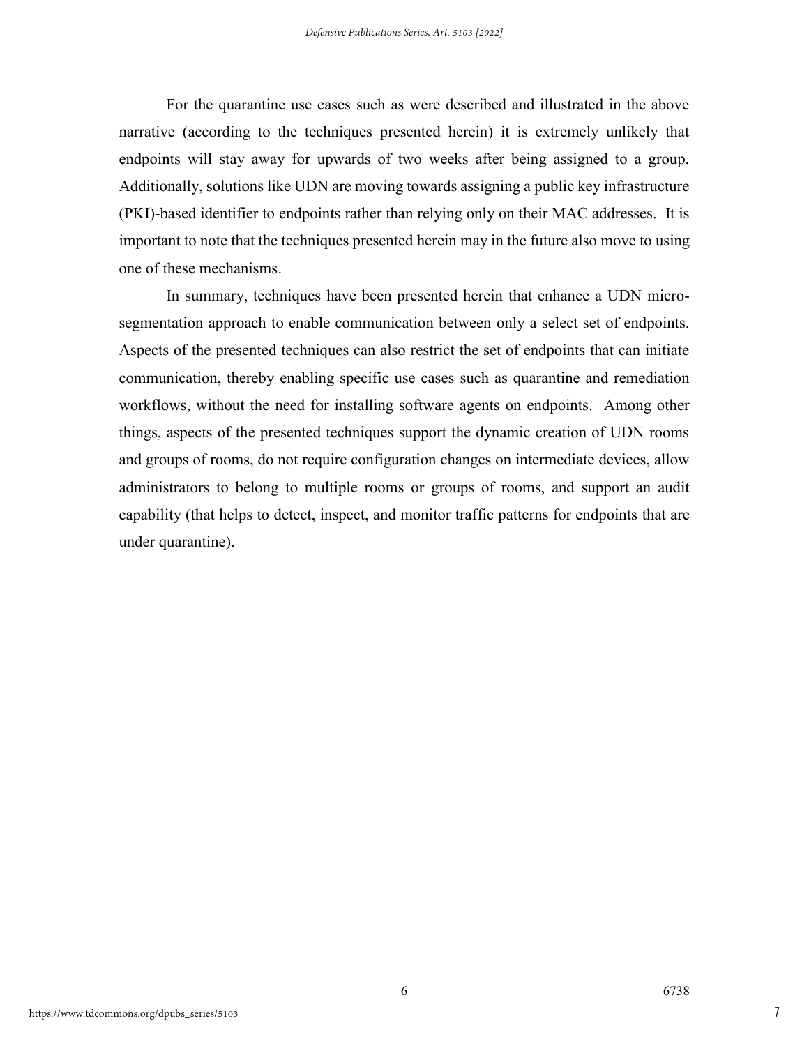For the quarantine use cases such as were described and illustrated in the above narrative (according to the techniques presented herein) it is extremely unlikely that endpoints will stay away for upwards of two weeks after being assigned to a group. Additionally, solutions like UDN are moving towards assigning a public key infrastructure (PKI)-based identifier to endpoints rather than relying only on their MAC addresses. It is important to note that the techniques presented herein may in the future also move to using one of these mechanisms.

In summary, techniques have been presented herein that enhance a UDN micro-segmentation approach to enable communication between only a select set of endpoints. Aspects of the presented techniques can also restrict the set of endpoints that can initiate communication, thereby enabling specific use cases such as quarantine and remediation workflows, without the need for installing software agents on endpoints. Among other things, aspects of the presented techniques support the dynamic creation of UDN rooms and groups of rooms, do not require configuration changes on intermediate devices, allow administrators to belong to multiple rooms or groups of rooms, and support an audit capability (that helps to detect, inspect, and monitor traffic patterns for endpoints that are under quarantine).